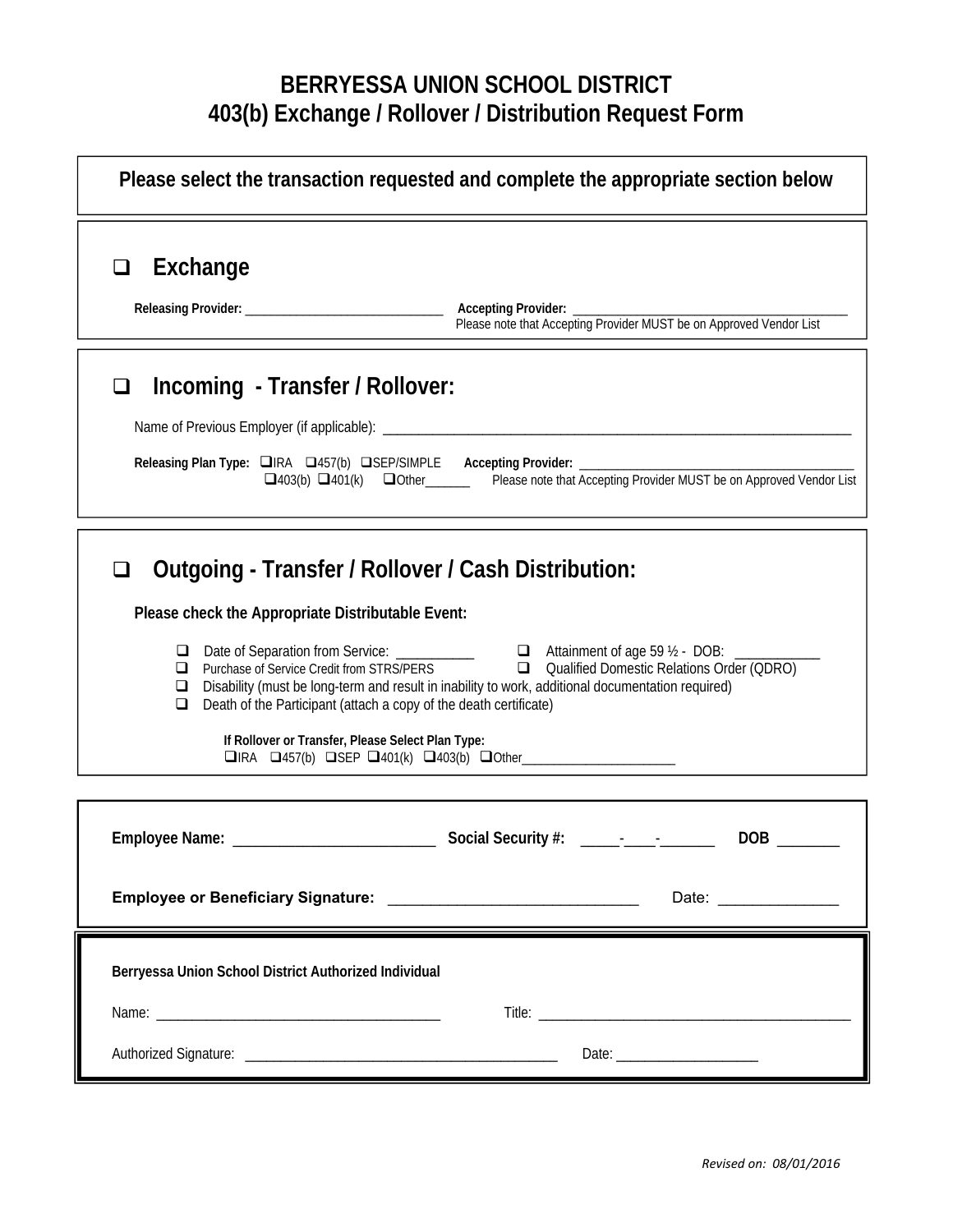# BERRYESSA UNION SCHOOL DISTRICT
# 403(b) Exchange / Rollover / Distribution Request Form

**Please select the transaction requested and complete the appropriate section below**

## ❑ Exchange

**Releasing Provider:** ______________________________ **Accepting Provider:** ________________________________________
Please note that Accepting Provider MUST be on Approved Vendor List

## ❑ Incoming - Transfer / Rollover:

Name of Previous Employer (if applicable): ____________________________________________________________________

**Releasing Plan Type:** ❑IRA ❑457(b) ❑SEP/SIMPLE ❑403(b) ❑401(k) ❑Other_______ **Accepting Provider:** ________________________________________
Please note that Accepting Provider MUST be on Approved Vendor List

## ❑ Outgoing - Transfer / Rollover / Cash Distribution:

**Please check the Appropriate Distributable Event:**

- ❑ Date of Separation from Service: ___________
- ❑ Attainment of age 59 ½ - DOB: ____________
- ❑ Purchase of Service Credit from STRS/PERS
- ❑ Qualified Domestic Relations Order (QDRO)
- ❑ Disability (must be long-term and result in inability to work, additional documentation required)
- ❑ Death of the Participant (attach a copy of the death certificate)

**If Rollover or Transfer, Please Select Plan Type:**
❑IRA ❑457(b) ❑SEP ❑401(k) ❑403(b) ❑Other________________________

**Employee Name:** _________________________ **Social Security #:** _____-____-_______ **DOB** ________

**Employee or Beneficiary Signature:** _____________________________ Date: ______________

**Berryessa Union School District Authorized Individual**

Name: ________________________________________ Title: ____________________________________________

Authorized Signature: ____________________________________________ Date: ____________________

*Revised on: 08/01/2016*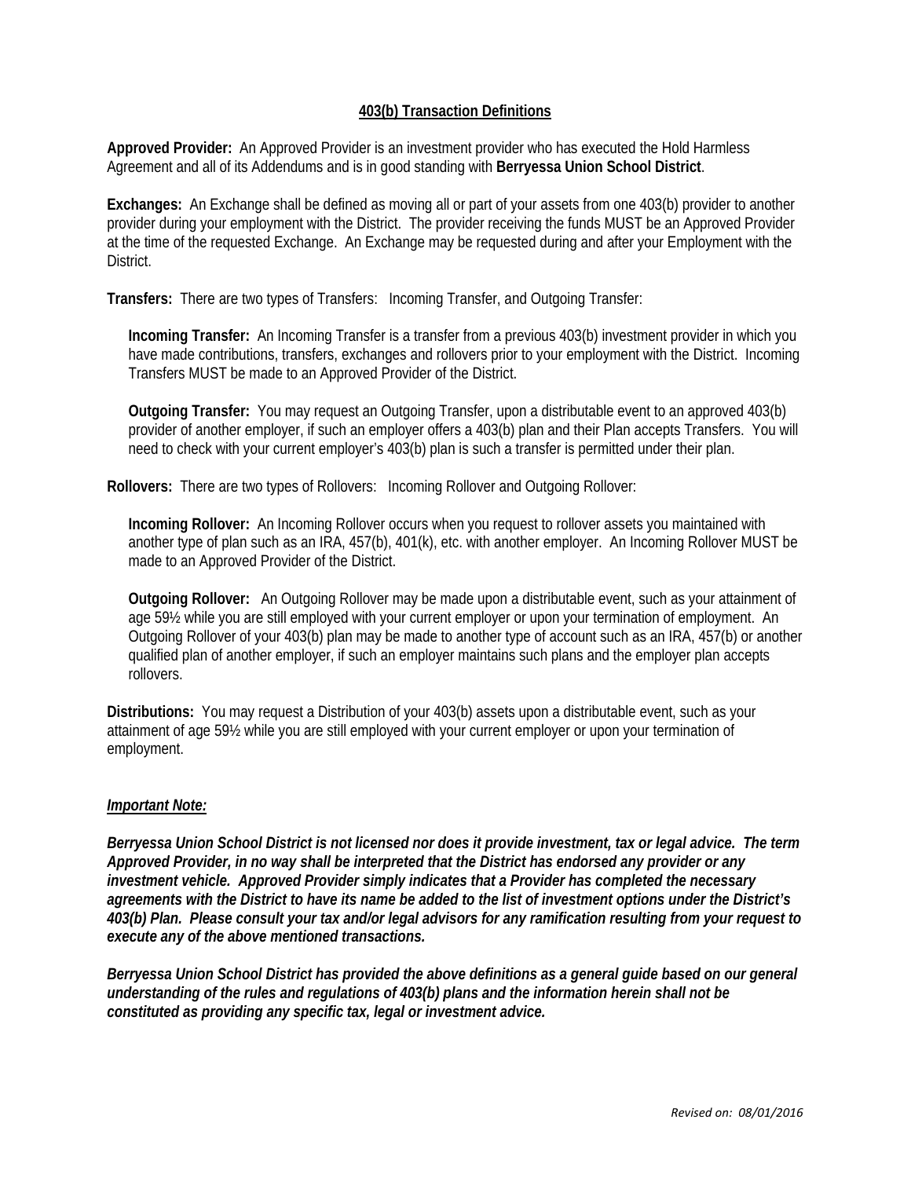# 403(b) Transaction Definitions

**Approved Provider:** An Approved Provider is an investment provider who has executed the Hold Harmless Agreement and all of its Addendums and is in good standing with **Berryessa Union School District**.

**Exchanges:** An Exchange shall be defined as moving all or part of your assets from one 403(b) provider to another provider during your employment with the District. The provider receiving the funds MUST be an Approved Provider at the time of the requested Exchange. An Exchange may be requested during and after your Employment with the District.

**Transfers:** There are two types of Transfers: Incoming Transfer, and Outgoing Transfer:

**Incoming Transfer:** An Incoming Transfer is a transfer from a previous 403(b) investment provider in which you have made contributions, transfers, exchanges and rollovers prior to your employment with the District. Incoming Transfers MUST be made to an Approved Provider of the District.

**Outgoing Transfer:** You may request an Outgoing Transfer, upon a distributable event to an approved 403(b) provider of another employer, if such an employer offers a 403(b) plan and their Plan accepts Transfers. You will need to check with your current employer's 403(b) plan is such a transfer is permitted under their plan.

**Rollovers:** There are two types of Rollovers: Incoming Rollover and Outgoing Rollover:

**Incoming Rollover:** An Incoming Rollover occurs when you request to rollover assets you maintained with another type of plan such as an IRA, 457(b), 401(k), etc. with another employer. An Incoming Rollover MUST be made to an Approved Provider of the District.

**Outgoing Rollover:** An Outgoing Rollover may be made upon a distributable event, such as your attainment of age 59½ while you are still employed with your current employer or upon your termination of employment. An Outgoing Rollover of your 403(b) plan may be made to another type of account such as an IRA, 457(b) or another qualified plan of another employer, if such an employer maintains such plans and the employer plan accepts rollovers.

**Distributions:** You may request a Distribution of your 403(b) assets upon a distributable event, such as your attainment of age 59½ while you are still employed with your current employer or upon your termination of employment.

***Important Note:***

***Berryessa Union School District is not licensed nor does it provide investment, tax or legal advice. The term Approved Provider, in no way shall be interpreted that the District has endorsed any provider or any investment vehicle. Approved Provider simply indicates that a Provider has completed the necessary agreements with the District to have its name be added to the list of investment options under the District's 403(b) Plan. Please consult your tax and/or legal advisors for any ramification resulting from your request to execute any of the above mentioned transactions.***

***Berryessa Union School District has provided the above definitions as a general guide based on our general understanding of the rules and regulations of 403(b) plans and the information herein shall not be constituted as providing any specific tax, legal or investment advice.***

*Revised on: 08/01/2016*